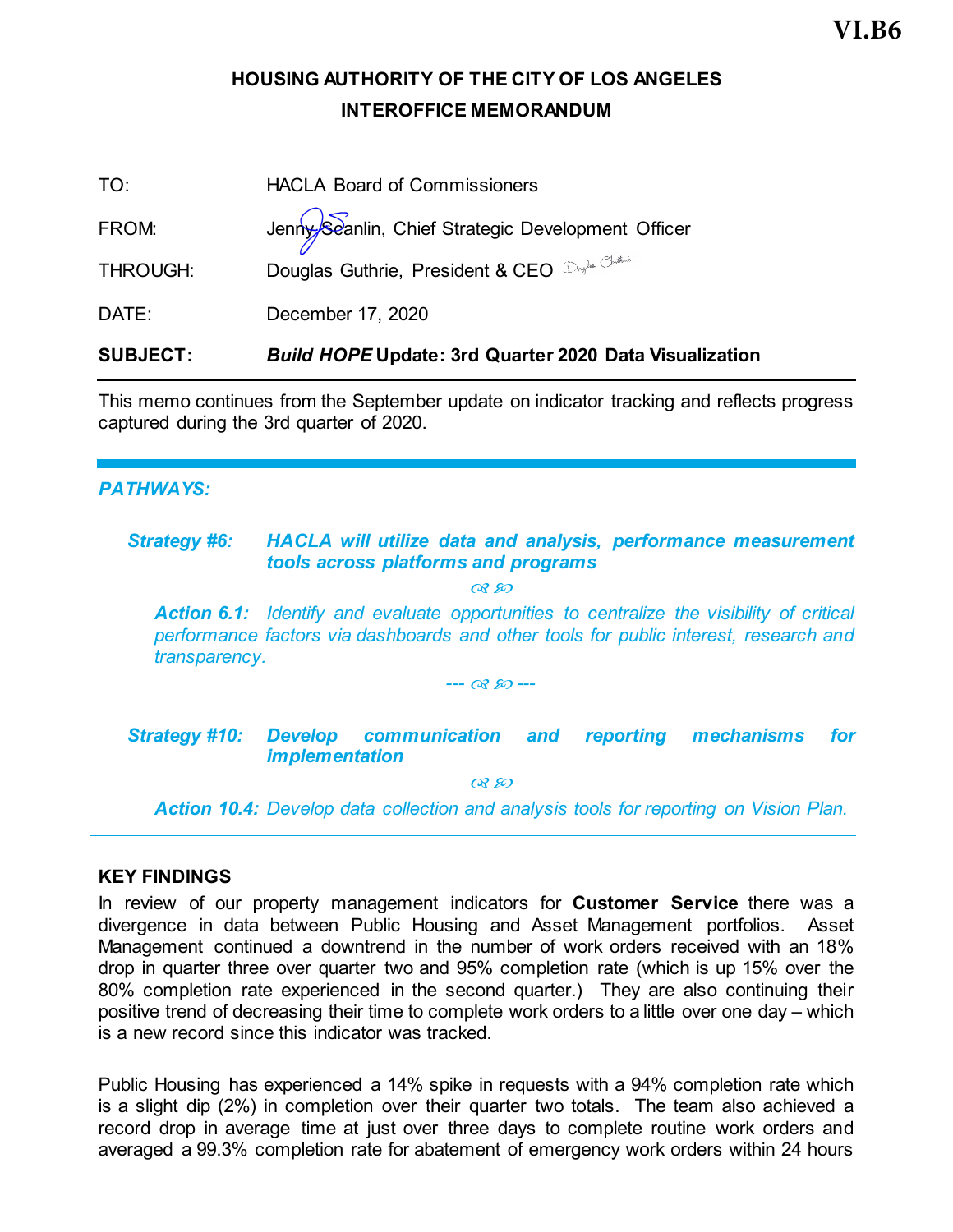VI.B6

# HOUSING AUTHORITY OF THE CITY OF LOS ANGELES
## INTEROFFICE MEMORANDUM

TO: HACLA Board of Commissioners

FROM: Jenny Scanlin, Chief Strategic Development Officer

THROUGH: Douglas Guthrie, President & CEO

DATE: December 17, 2020

**SUBJECT:** ***Build HOPE*** **Update: 3rd Quarter 2020 Data Visualization**

---

This memo continues from the September update on indicator tracking and reflects progress captured during the 3rd quarter of 2020.

---

***PATHWAYS:***

***Strategy #6: HACLA will utilize data and analysis, performance measurement tools across platforms and programs***

***Action 6.1:*** *Identify and evaluate opportunities to centralize the visibility of critical performance factors via dashboards and other tools for public interest, research and transparency.*

***Strategy #10: Develop communication and reporting mechanisms for implementation***

***Action 10.4:*** *Develop data collection and analysis tools for reporting on Vision Plan.*

---

## KEY FINDINGS

In review of our property management indicators for **Customer Service** there was a divergence in data between Public Housing and Asset Management portfolios. Asset Management continued a downtrend in the number of work orders received with an 18% drop in quarter three over quarter two and 95% completion rate (which is up 15% over the 80% completion rate experienced in the second quarter.) They are also continuing their positive trend of decreasing their time to complete work orders to a little over one day – which is a new record since this indicator was tracked.

Public Housing has experienced a 14% spike in requests with a 94% completion rate which is a slight dip (2%) in completion over their quarter two totals. The team also achieved a record drop in average time at just over three days to complete routine work orders and averaged a 99.3% completion rate for abatement of emergency work orders within 24 hours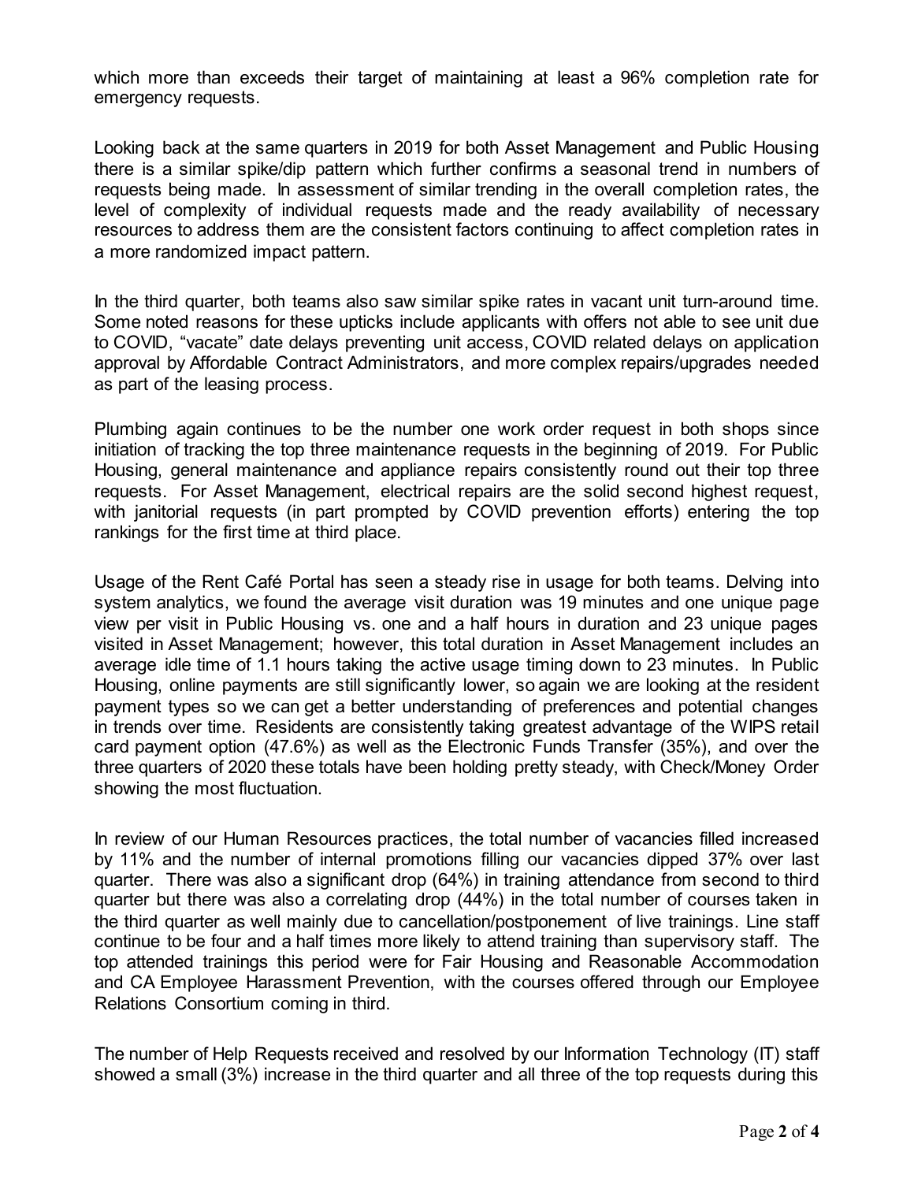which more than exceeds their target of maintaining at least a 96% completion rate for emergency requests.

Looking back at the same quarters in 2019 for both Asset Management and Public Housing there is a similar spike/dip pattern which further confirms a seasonal trend in numbers of requests being made. In assessment of similar trending in the overall completion rates, the level of complexity of individual requests made and the ready availability of necessary resources to address them are the consistent factors continuing to affect completion rates in a more randomized impact pattern.

In the third quarter, both teams also saw similar spike rates in vacant unit turn-around time. Some noted reasons for these upticks include applicants with offers not able to see unit due to COVID, "vacate" date delays preventing unit access, COVID related delays on application approval by Affordable Contract Administrators, and more complex repairs/upgrades needed as part of the leasing process.

Plumbing again continues to be the number one work order request in both shops since initiation of tracking the top three maintenance requests in the beginning of 2019. For Public Housing, general maintenance and appliance repairs consistently round out their top three requests. For Asset Management, electrical repairs are the solid second highest request, with janitorial requests (in part prompted by COVID prevention efforts) entering the top rankings for the first time at third place.

Usage of the Rent Café Portal has seen a steady rise in usage for both teams. Delving into system analytics, we found the average visit duration was 19 minutes and one unique page view per visit in Public Housing vs. one and a half hours in duration and 23 unique pages visited in Asset Management; however, this total duration in Asset Management includes an average idle time of 1.1 hours taking the active usage timing down to 23 minutes. In Public Housing, online payments are still significantly lower, so again we are looking at the resident payment types so we can get a better understanding of preferences and potential changes in trends over time. Residents are consistently taking greatest advantage of the WIPS retail card payment option (47.6%) as well as the Electronic Funds Transfer (35%), and over the three quarters of 2020 these totals have been holding pretty steady, with Check/Money Order showing the most fluctuation.

In review of our Human Resources practices, the total number of vacancies filled increased by 11% and the number of internal promotions filling our vacancies dipped 37% over last quarter. There was also a significant drop (64%) in training attendance from second to third quarter but there was also a correlating drop (44%) in the total number of courses taken in the third quarter as well mainly due to cancellation/postponement of live trainings. Line staff continue to be four and a half times more likely to attend training than supervisory staff. The top attended trainings this period were for Fair Housing and Reasonable Accommodation and CA Employee Harassment Prevention, with the courses offered through our Employee Relations Consortium coming in third.

The number of Help Requests received and resolved by our Information Technology (IT) staff showed a small (3%) increase in the third quarter and all three of the top requests during this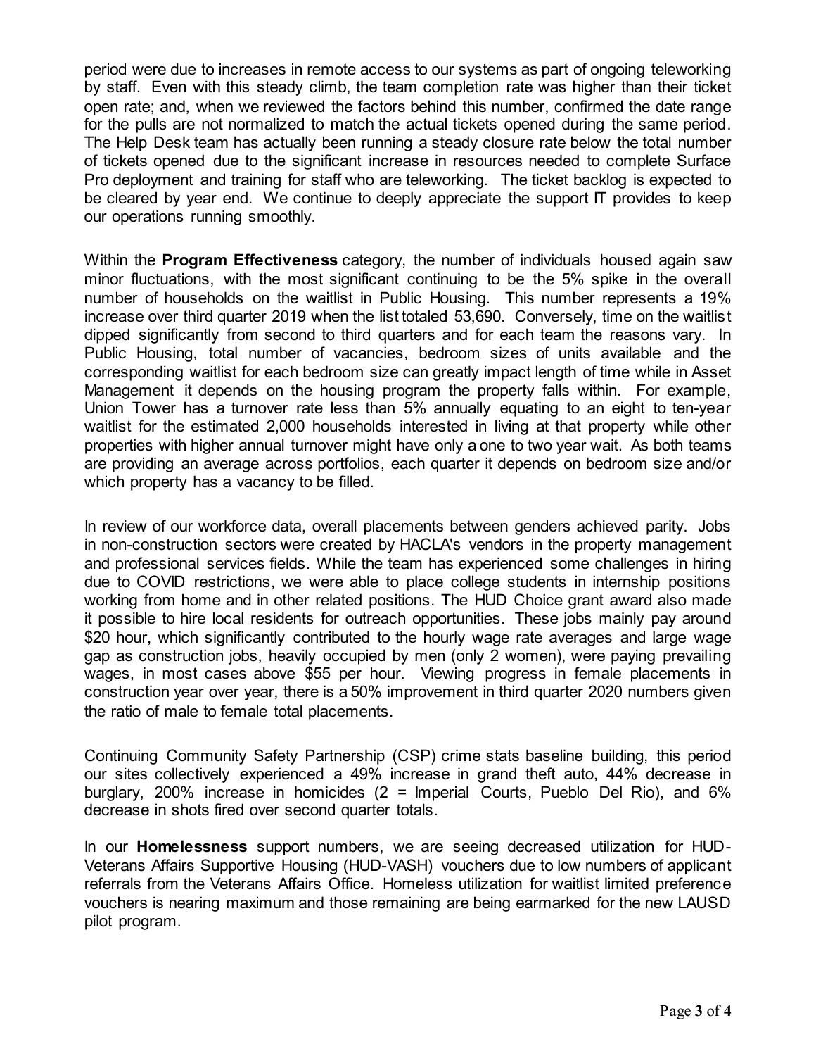period were due to increases in remote access to our systems as part of ongoing teleworking by staff. Even with this steady climb, the team completion rate was higher than their ticket open rate; and, when we reviewed the factors behind this number, confirmed the date range for the pulls are not normalized to match the actual tickets opened during the same period. The Help Desk team has actually been running a steady closure rate below the total number of tickets opened due to the significant increase in resources needed to complete Surface Pro deployment and training for staff who are teleworking. The ticket backlog is expected to be cleared by year end. We continue to deeply appreciate the support IT provides to keep our operations running smoothly.

Within the **Program Effectiveness** category, the number of individuals housed again saw minor fluctuations, with the most significant continuing to be the 5% spike in the overall number of households on the waitlist in Public Housing. This number represents a 19% increase over third quarter 2019 when the list totaled 53,690. Conversely, time on the waitlist dipped significantly from second to third quarters and for each team the reasons vary. In Public Housing, total number of vacancies, bedroom sizes of units available and the corresponding waitlist for each bedroom size can greatly impact length of time while in Asset Management it depends on the housing program the property falls within. For example, Union Tower has a turnover rate less than 5% annually equating to an eight to ten-year waitlist for the estimated 2,000 households interested in living at that property while other properties with higher annual turnover might have only a one to two year wait. As both teams are providing an average across portfolios, each quarter it depends on bedroom size and/or which property has a vacancy to be filled.

In review of our workforce data, overall placements between genders achieved parity. Jobs in non-construction sectors were created by HACLA's vendors in the property management and professional services fields. While the team has experienced some challenges in hiring due to COVID restrictions, we were able to place college students in internship positions working from home and in other related positions. The HUD Choice grant award also made it possible to hire local residents for outreach opportunities. These jobs mainly pay around $20 hour, which significantly contributed to the hourly wage rate averages and large wage gap as construction jobs, heavily occupied by men (only 2 women), were paying prevailing wages, in most cases above $55 per hour. Viewing progress in female placements in construction year over year, there is a 50% improvement in third quarter 2020 numbers given the ratio of male to female total placements.

Continuing Community Safety Partnership (CSP) crime stats baseline building, this period our sites collectively experienced a 49% increase in grand theft auto, 44% decrease in burglary, 200% increase in homicides (2 = Imperial Courts, Pueblo Del Rio), and 6% decrease in shots fired over second quarter totals.

In our **Homelessness** support numbers, we are seeing decreased utilization for HUD-Veterans Affairs Supportive Housing (HUD-VASH) vouchers due to low numbers of applicant referrals from the Veterans Affairs Office. Homeless utilization for waitlist limited preference vouchers is nearing maximum and those remaining are being earmarked for the new LAUSD pilot program.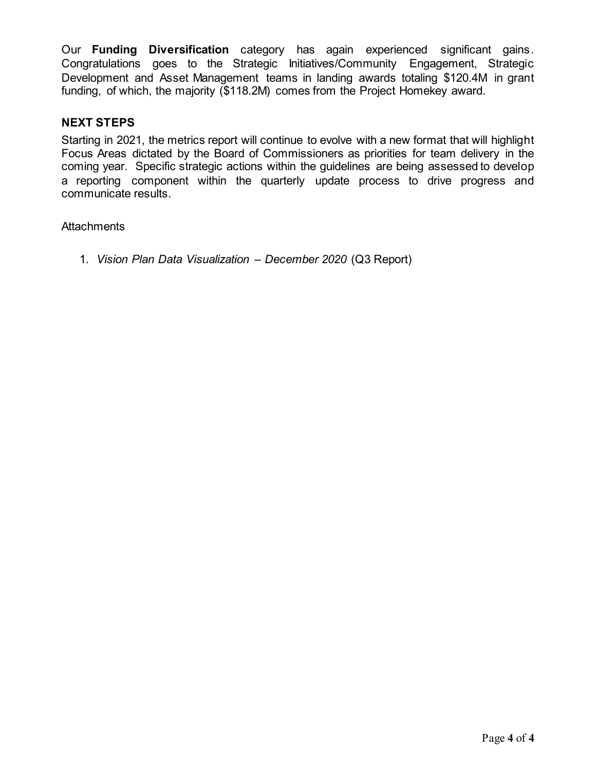Our **Funding Diversification** category has again experienced significant gains. Congratulations goes to the Strategic Initiatives/Community Engagement, Strategic Development and Asset Management teams in landing awards totaling $120.4M in grant funding, of which, the majority ($118.2M) comes from the Project Homekey award.

## NEXT STEPS

Starting in 2021, the metrics report will continue to evolve with a new format that will highlight Focus Areas dictated by the Board of Commissioners as priorities for team delivery in the coming year. Specific strategic actions within the guidelines are being assessed to develop a reporting component within the quarterly update process to drive progress and communicate results.

Attachments

1. *Vision Plan Data Visualization – December 2020* (Q3 Report)